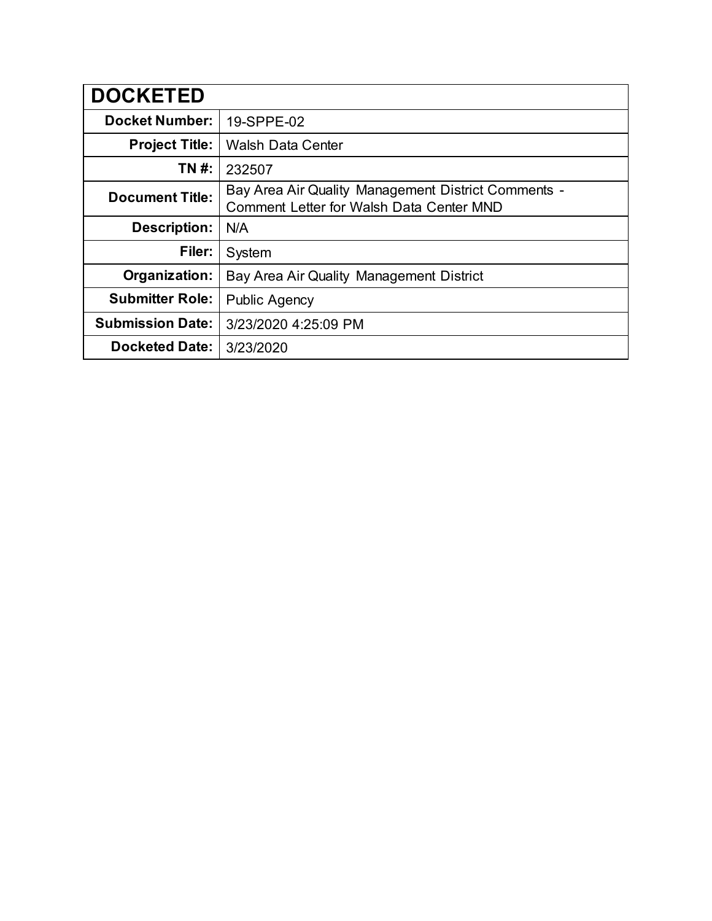| DOCKETED | |
|---|---|
| Docket Number: | 19-SPPE-02 |
| Project Title: | Walsh Data Center |
| TN #: | 232507 |
| Document Title: | Bay Area Air Quality Management District Comments - Comment Letter for Walsh Data Center MND |
| Description: | N/A |
| Filer: | System |
| Organization: | Bay Area Air Quality Management District |
| Submitter Role: | Public Agency |
| Submission Date: | 3/23/2020 4:25:09 PM |
| Docketed Date: | 3/23/2020 |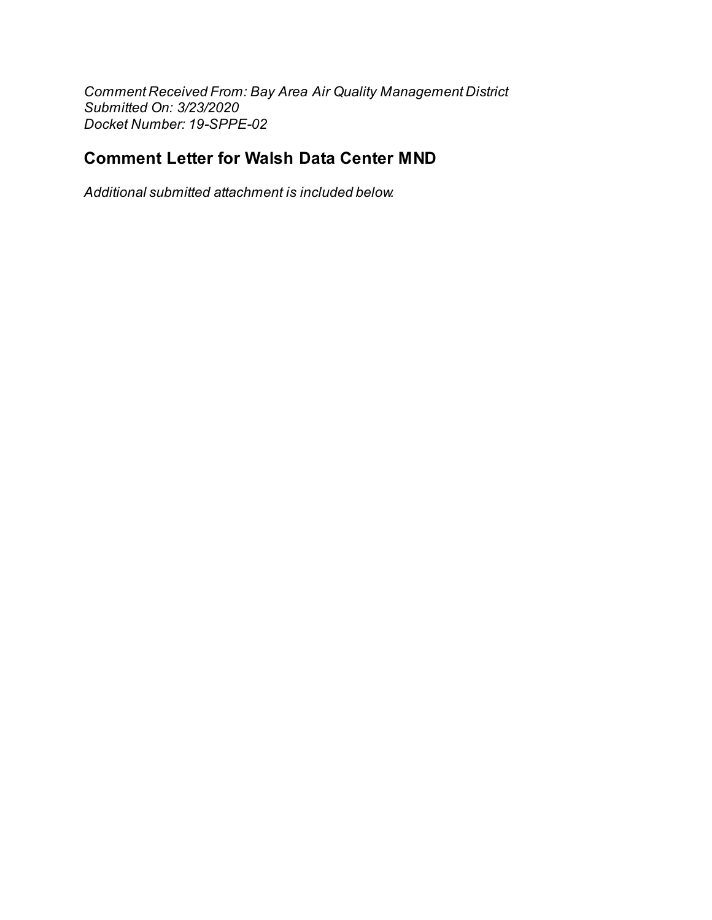*Comment Received From: Bay Area Air Quality Management District*
*Submitted On: 3/23/2020*
*Docket Number: 19-SPPE-02*

## Comment Letter for Walsh Data Center MND

*Additional submitted attachment is included below.*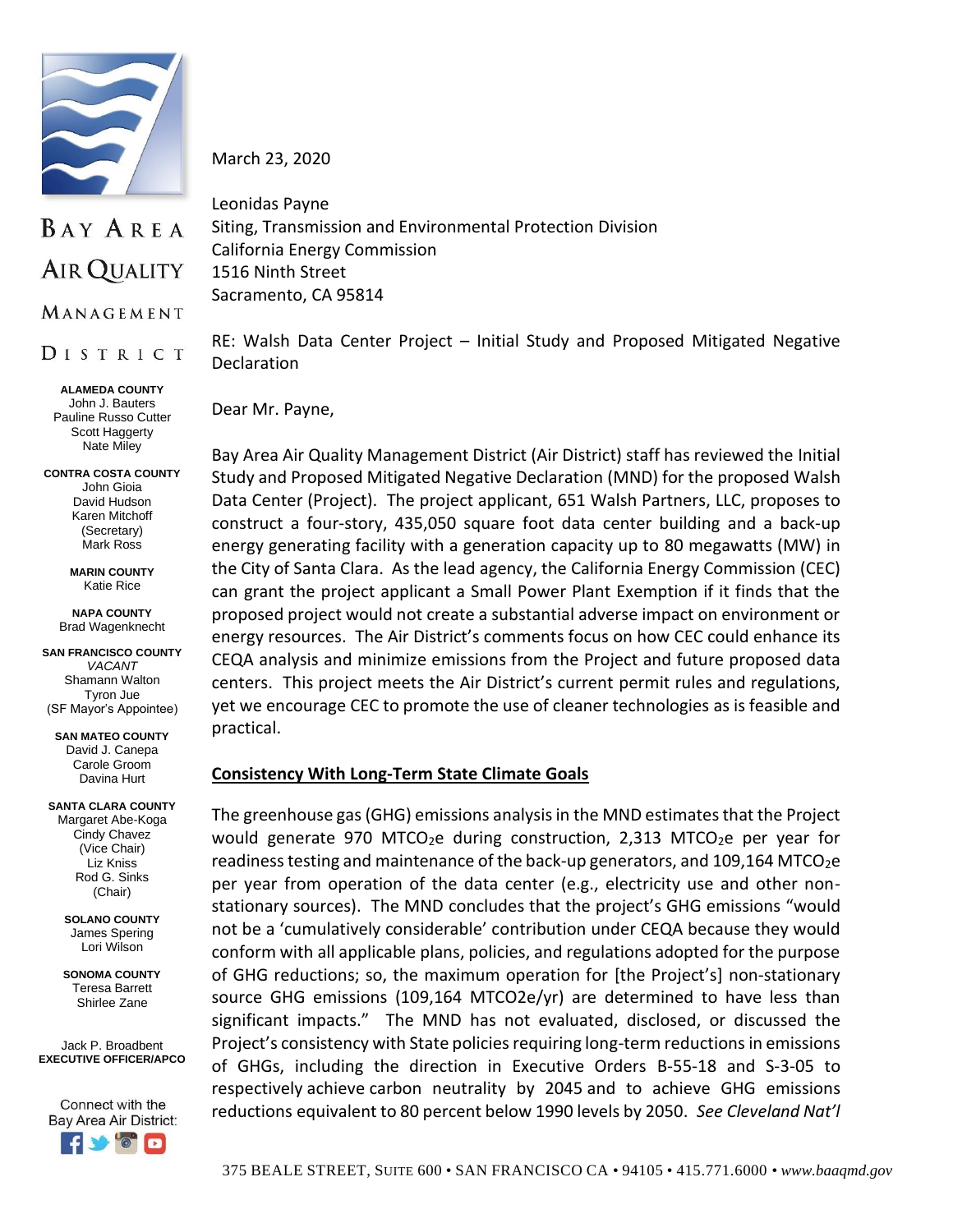# BAY AREA AIR QUALITY MANAGEMENT DISTRICT

**ALAMEDA COUNTY**
John J. Bauters
Pauline Russo Cutter
Scott Haggerty
Nate Miley

**CONTRA COSTA COUNTY**
John Gioia
David Hudson
Karen Mitchoff
(Secretary)
Mark Ross

**MARIN COUNTY**
Katie Rice

**NAPA COUNTY**
Brad Wagenknecht

**SAN FRANCISCO COUNTY**
*VACANT*
Shamann Walton
Tyron Jue
(SF Mayor's Appointee)

**SAN MATEO COUNTY**
David J. Canepa
Carole Groom
Davina Hurt

**SANTA CLARA COUNTY**
Margaret Abe-Koga
Cindy Chavez
(Vice Chair)
Liz Kniss
Rod G. Sinks
(Chair)

**SOLANO COUNTY**
James Spering
Lori Wilson

**SONOMA COUNTY**
Teresa Barrett
Shirlee Zane

Jack P. Broadbent
**EXECUTIVE OFFICER/APCO**

Connect with the Bay Area Air District:

March 23, 2020

Leonidas Payne
Siting, Transmission and Environmental Protection Division
California Energy Commission
1516 Ninth Street
Sacramento, CA 95814

RE: Walsh Data Center Project – Initial Study and Proposed Mitigated Negative Declaration

Dear Mr. Payne,

Bay Area Air Quality Management District (Air District) staff has reviewed the Initial Study and Proposed Mitigated Negative Declaration (MND) for the proposed Walsh Data Center (Project). The project applicant, 651 Walsh Partners, LLC, proposes to construct a four-story, 435,050 square foot data center building and a back-up energy generating facility with a generation capacity up to 80 megawatts (MW) in the City of Santa Clara. As the lead agency, the California Energy Commission (CEC) can grant the project applicant a Small Power Plant Exemption if it finds that the proposed project would not create a substantial adverse impact on environment or energy resources. The Air District's comments focus on how CEC could enhance its CEQA analysis and minimize emissions from the Project and future proposed data centers. This project meets the Air District's current permit rules and regulations, yet we encourage CEC to promote the use of cleaner technologies as is feasible and practical.

**<u>Consistency With Long-Term State Climate Goals</u>**

The greenhouse gas (GHG) emissions analysis in the MND estimates that the Project would generate 970 $MTCO_2e$ during construction, 2,313 $MTCO_2e$ per year for readiness testing and maintenance of the back-up generators, and 109,164 $MTCO_2e$ per year from operation of the data center (e.g., electricity use and other non-stationary sources). The MND concludes that the project's GHG emissions "would not be a 'cumulatively considerable' contribution under CEQA because they would conform with all applicable plans, policies, and regulations adopted for the purpose of GHG reductions; so, the maximum operation for [the Project's] non-stationary source GHG emissions (109,164 MTCO2e/yr) are determined to have less than significant impacts." The MND has not evaluated, disclosed, or discussed the Project's consistency with State policies requiring long-term reductions in emissions of GHGs, including the direction in Executive Orders B-55-18 and S-3-05 to respectively achieve carbon neutrality by 2045 and to achieve GHG emissions reductions equivalent to 80 percent below 1990 levels by 2050. *See Cleveland Nat'l*

375 BEALE STREET, SUITE 600 • SAN FRANCISCO CA • 94105 • 415.771.6000 • *www.baaqmd.gov*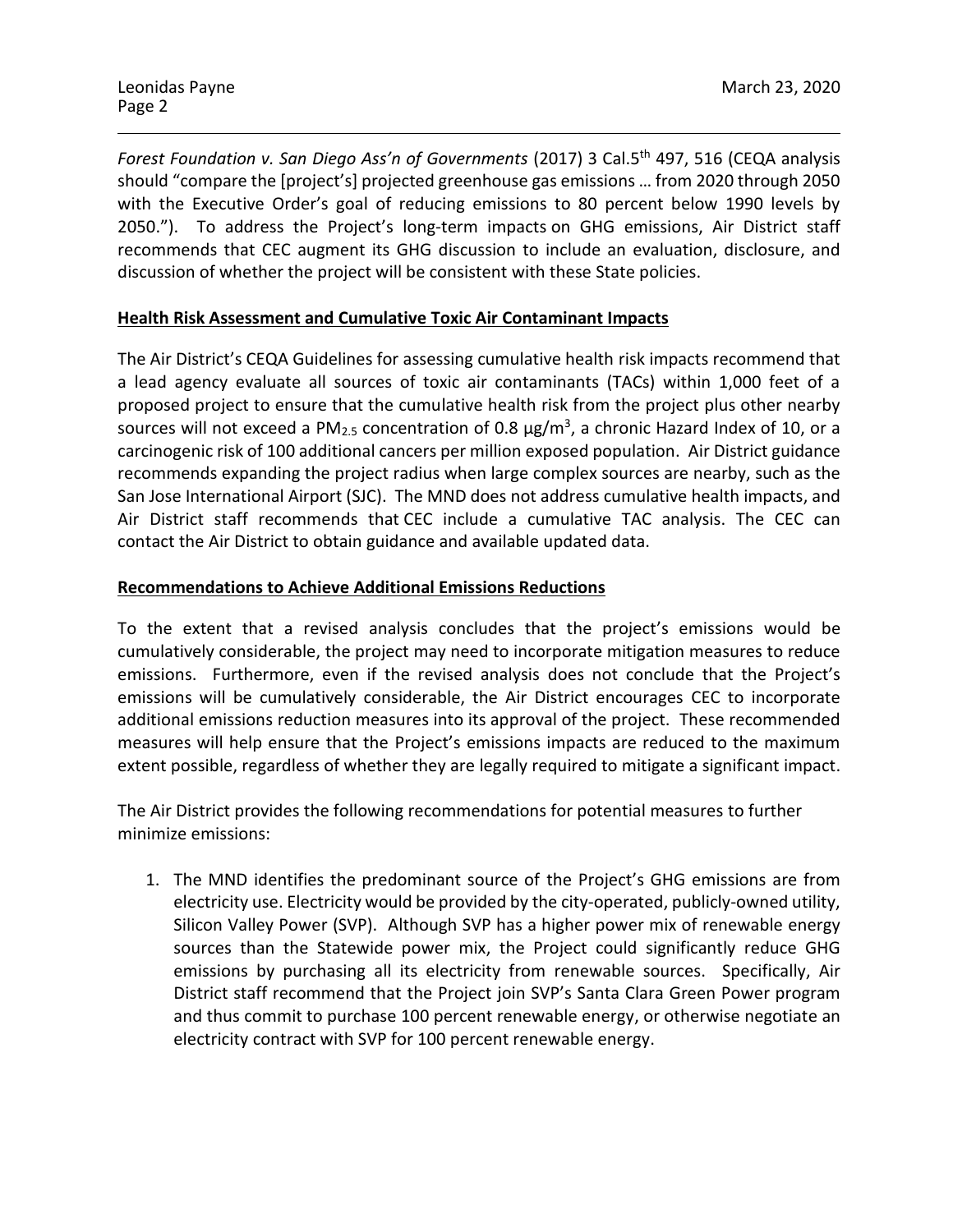*Forest Foundation v. San Diego Ass'n of Governments* (2017) 3 Cal.5[th] 497, 516 (CEQA analysis should "compare the [project's] projected greenhouse gas emissions … from 2020 through 2050 with the Executive Order's goal of reducing emissions to 80 percent below 1990 levels by 2050."). To address the Project's long-term impacts on GHG emissions, Air District staff recommends that CEC augment its GHG discussion to include an evaluation, disclosure, and discussion of whether the project will be consistent with these State policies.

**Health Risk Assessment and Cumulative Toxic Air Contaminant Impacts**

The Air District's CEQA Guidelines for assessing cumulative health risk impacts recommend that a lead agency evaluate all sources of toxic air contaminants (TACs) within 1,000 feet of a proposed project to ensure that the cumulative health risk from the project plus other nearby sources will not exceed a $PM_{2.5}$ concentration of 0.8 $\mu g/m^3$, a chronic Hazard Index of 10, or a carcinogenic risk of 100 additional cancers per million exposed population. Air District guidance recommends expanding the project radius when large complex sources are nearby, such as the San Jose International Airport (SJC). The MND does not address cumulative health impacts, and Air District staff recommends that CEC include a cumulative TAC analysis. The CEC can contact the Air District to obtain guidance and available updated data.

**Recommendations to Achieve Additional Emissions Reductions**

To the extent that a revised analysis concludes that the project's emissions would be cumulatively considerable, the project may need to incorporate mitigation measures to reduce emissions. Furthermore, even if the revised analysis does not conclude that the Project's emissions will be cumulatively considerable, the Air District encourages CEC to incorporate additional emissions reduction measures into its approval of the project. These recommended measures will help ensure that the Project's emissions impacts are reduced to the maximum extent possible, regardless of whether they are legally required to mitigate a significant impact.

The Air District provides the following recommendations for potential measures to further minimize emissions:

1. The MND identifies the predominant source of the Project's GHG emissions are from electricity use. Electricity would be provided by the city-operated, publicly-owned utility, Silicon Valley Power (SVP). Although SVP has a higher power mix of renewable energy sources than the Statewide power mix, the Project could significantly reduce GHG emissions by purchasing all its electricity from renewable sources. Specifically, Air District staff recommend that the Project join SVP's Santa Clara Green Power program and thus commit to purchase 100 percent renewable energy, or otherwise negotiate an electricity contract with SVP for 100 percent renewable energy.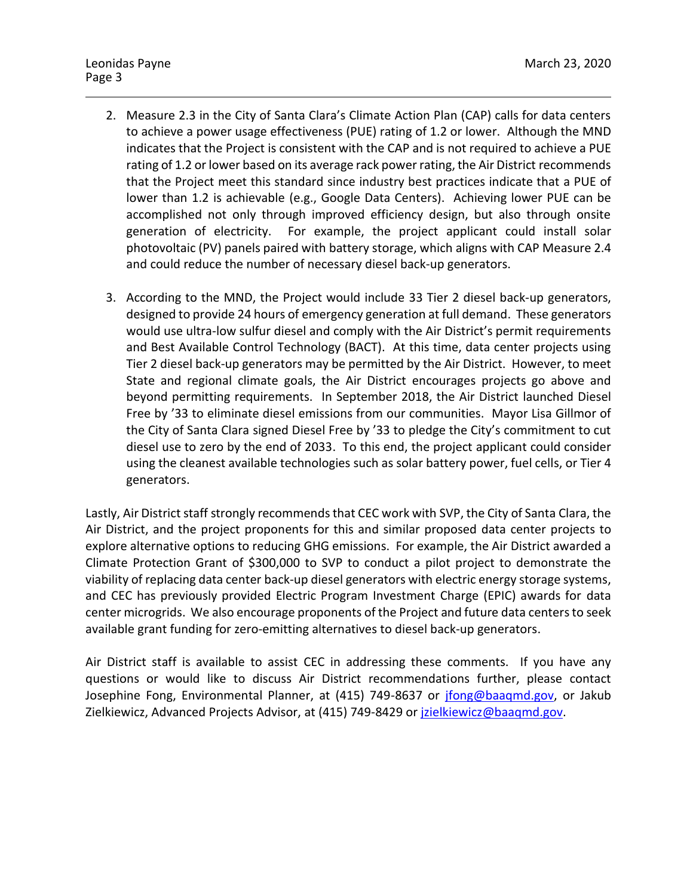2. Measure 2.3 in the City of Santa Clara's Climate Action Plan (CAP) calls for data centers to achieve a power usage effectiveness (PUE) rating of 1.2 or lower. Although the MND indicates that the Project is consistent with the CAP and is not required to achieve a PUE rating of 1.2 or lower based on its average rack power rating, the Air District recommends that the Project meet this standard since industry best practices indicate that a PUE of lower than 1.2 is achievable (e.g., Google Data Centers). Achieving lower PUE can be accomplished not only through improved efficiency design, but also through onsite generation of electricity. For example, the project applicant could install solar photovoltaic (PV) panels paired with battery storage, which aligns with CAP Measure 2.4 and could reduce the number of necessary diesel back-up generators.

3. According to the MND, the Project would include 33 Tier 2 diesel back-up generators, designed to provide 24 hours of emergency generation at full demand. These generators would use ultra-low sulfur diesel and comply with the Air District's permit requirements and Best Available Control Technology (BACT). At this time, data center projects using Tier 2 diesel back-up generators may be permitted by the Air District. However, to meet State and regional climate goals, the Air District encourages projects go above and beyond permitting requirements. In September 2018, the Air District launched Diesel Free by '33 to eliminate diesel emissions from our communities. Mayor Lisa Gillmor of the City of Santa Clara signed Diesel Free by '33 to pledge the City's commitment to cut diesel use to zero by the end of 2033. To this end, the project applicant could consider using the cleanest available technologies such as solar battery power, fuel cells, or Tier 4 generators.

Lastly, Air District staff strongly recommends that CEC work with SVP, the City of Santa Clara, the Air District, and the project proponents for this and similar proposed data center projects to explore alternative options to reducing GHG emissions. For example, the Air District awarded a Climate Protection Grant of $300,000 to SVP to conduct a pilot project to demonstrate the viability of replacing data center back-up diesel generators with electric energy storage systems, and CEC has previously provided Electric Program Investment Charge (EPIC) awards for data center microgrids. We also encourage proponents of the Project and future data centers to seek available grant funding for zero-emitting alternatives to diesel back-up generators.

Air District staff is available to assist CEC in addressing these comments. If you have any questions or would like to discuss Air District recommendations further, please contact Josephine Fong, Environmental Planner, at (415) 749-8637 or jfong@baaqmd.gov, or Jakub Zielkiewicz, Advanced Projects Advisor, at (415) 749-8429 or jzielkiewicz@baaqmd.gov.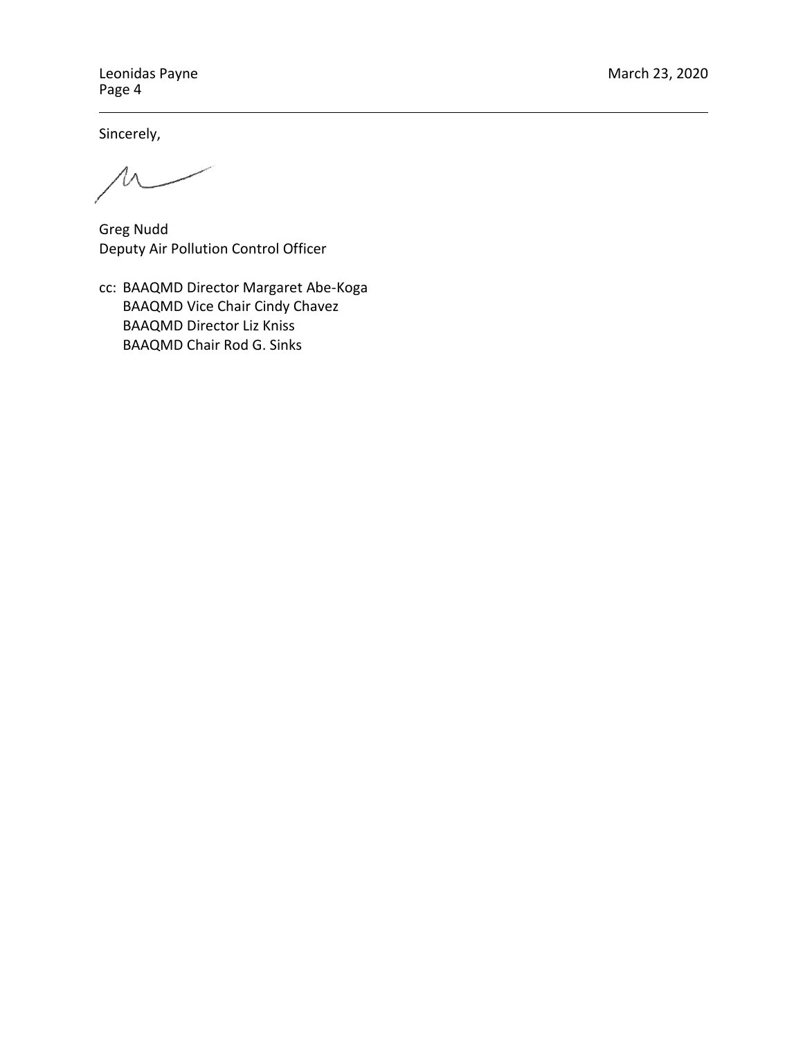Sincerely,

Greg Nudd
Deputy Air Pollution Control Officer

cc: BAAQMD Director Margaret Abe-Koga
BAAQMD Vice Chair Cindy Chavez
BAAQMD Director Liz Kniss
BAAQMD Chair Rod G. Sinks